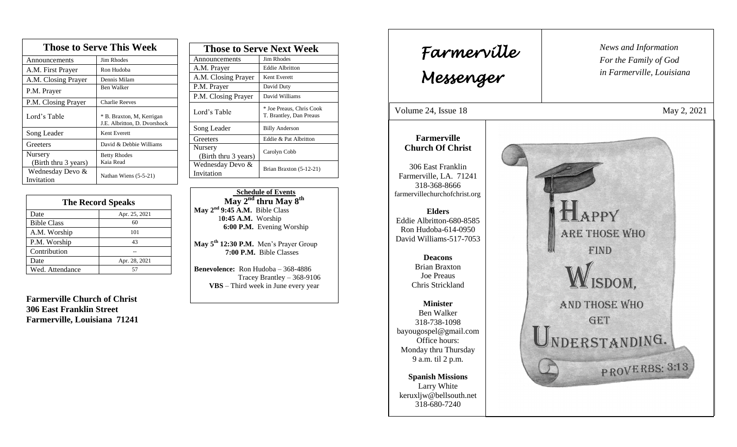## Those to Serve This Week

| Those to Serve This Week | |
|---|---|
| Announcements | Jim Rhodes |
| A.M. First Prayer | Ron Hudoba |
| A.M. Closing Prayer | Dennis Milam |
| P.M. Prayer | Ben Walker |
| P.M. Closing Prayer | Charlie Reeves |
| Lord's Table | * B. Braxton, M, Kerrigan J.E. Albritton, D. Dvorshock |
| Song Leader | Kent Everett |
| Greeters | David & Debbie Williams |
| Nursery (Birth thru 3 years) | Betty Rhodes Kaia Read |
| Wednesday Devo & Invitation | Nathan Wiens (5-5-21) |

## The Record Speaks

| The Record Speaks | |
|---|---|
| Date | Apr. 25, 2021 |
| Bible Class | 60 |
| A.M. Worship | 101 |
| P.M. Worship | 43 |
| Contribution | -- |
| Date | Apr. 28, 2021 |
| Wed. Attendance | 57 |

**Farmerville Church of Christ**
**306 East Franklin Street**
**Farmerville, Louisiana 71241**

## Those to Serve Next Week

| Those to Serve Next Week | |
|---|---|
| Announcements | Jim Rhodes |
| A.M. Prayer | Eddie Albritton |
| A.M. Closing Prayer | Kent Everett |
| P.M. Prayer | David Duty |
| P.M. Closing Prayer | David Williams |
| Lord's Table | * Joe Preaus, Chris Cook T. Brantley, Dan Preaus |
| Song Leader | Billy Anderson |
| Greeters | Eddie & Pat Albritton |
| Nursery (Birth thru 3 years) | Carolyn Cobb |
| Wednesday Devo & Invitation | Brian Braxton (5-12-21) |

### Schedule of Events

**May 2nd thru May 8th**

**May 2nd 9:45 A.M.** Bible Class
**10:45 A.M.** Worship
**6:00 P.M.** Evening Worship

**May 5th 12:30 P.M.** Men's Prayer Group
**7:00 P.M.** Bible Classes

**Benevolence:** Ron Hudoba – 368-4886
Tracey Brantley – 368-9106
**VBS** – Third week in June every year

# Farmerville Messenger

*News and Information For the Family of God in Farmerville, Louisiana*

Volume 24, Issue 18 May 2, 2021

**Farmerville Church Of Christ**

306 East Franklin
Farmerville, LA. 71241
318-368-8666
farmervillechurchofchrist.org

**Elders**
Eddie Albritton-680-8585
Ron Hudoba-614-0950
David Williams-517-7053

**Deacons**
Brian Braxton
Joe Preaus
Chris Strickland

**Minister**
Ben Walker
318-738-1098
bayougospel@gmail.com
Office hours:
Monday thru Thursday
9 a.m. til 2 p.m.

**Spanish Missions**
Larry White
keruxljw@bellsouth.net
318-680-7240

HAPPY ARE THOSE WHO FIND WISDOM, AND THOSE WHO GET UNDERSTANDING.
PROVERBS: 3:13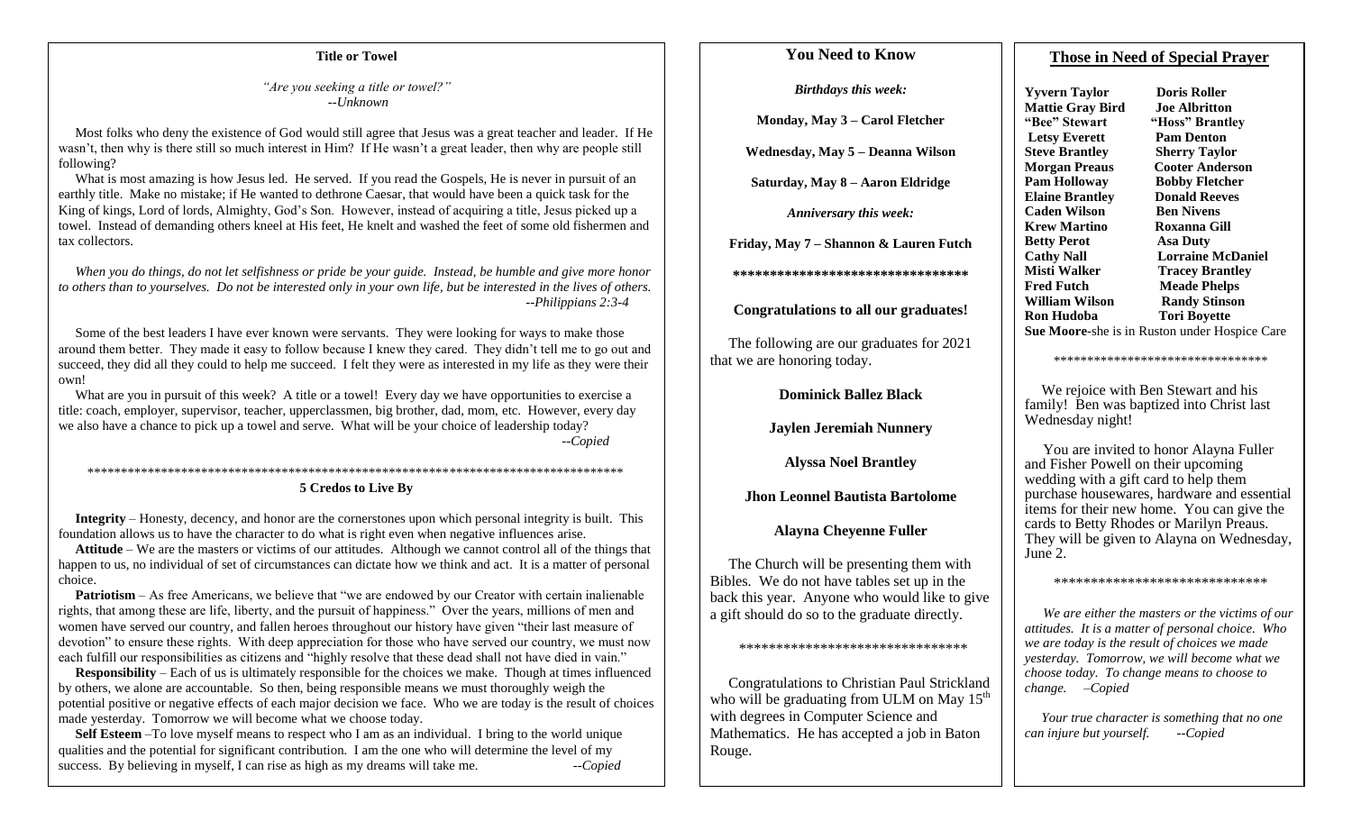### Title or Towel

*"Are you seeking a title or towel?"*
*--Unknown*

Most folks who deny the existence of God would still agree that Jesus was a great teacher and leader. If He wasn't, then why is there still so much interest in Him? If He wasn't a great leader, then why are people still following?

What is most amazing is how Jesus led. He served. If you read the Gospels, He is never in pursuit of an earthly title. Make no mistake; if He wanted to dethrone Caesar, that would have been a quick task for the King of kings, Lord of lords, Almighty, God's Son. However, instead of acquiring a title, Jesus picked up a towel. Instead of demanding others kneel at His feet, He knelt and washed the feet of some old fishermen and tax collectors.

*When you do things, do not let selfishness or pride be your guide. Instead, be humble and give more honor to others than to yourselves. Do not be interested only in your own life, but be interested in the lives of others. --Philippians 2:3-4*

Some of the best leaders I have ever known were servants. They were looking for ways to make those around them better. They made it easy to follow because I knew they cared. They didn't tell me to go out and succeed, they did all they could to help me succeed. I felt they were as interested in my life as they were their own!

What are you in pursuit of this week? A title or a towel! Every day we have opportunities to exercise a title: coach, employer, supervisor, teacher, upperclassmen, big brother, dad, mom, etc. However, every day we also have a chance to pick up a towel and serve. What will be your choice of leadership today?
*--Copied*

***********************************************************************************

### 5 Credos to Live By

**Integrity** – Honesty, decency, and honor are the cornerstones upon which personal integrity is built. This foundation allows us to have the character to do what is right even when negative influences arise.

**Attitude** – We are the masters or victims of our attitudes. Although we cannot control all of the things that happen to us, no individual of set of circumstances can dictate how we think and act. It is a matter of personal choice.

**Patriotism** – As free Americans, we believe that "we are endowed by our Creator with certain inalienable rights, that among these are life, liberty, and the pursuit of happiness." Over the years, millions of men and women have served our country, and fallen heroes throughout our history have given "their last measure of devotion" to ensure these rights. With deep appreciation for those who have served our country, we must now each fulfill our responsibilities as citizens and "highly resolve that these dead shall not have died in vain."

**Responsibility** – Each of us is ultimately responsible for the choices we make. Though at times influenced by others, we alone are accountable. So then, being responsible means we must thoroughly weigh the potential positive or negative effects of each major decision we face. Who we are today is the result of choices made yesterday. Tomorrow we will become what we choose today.

**Self Esteem** –To love myself means to respect who I am as an individual. I bring to the world unique qualities and the potential for significant contribution. I am the one who will determine the level of my success. By believing in myself, I can rise as high as my dreams will take me. *--Copied*

### You Need to Know

***Birthdays this week:***

**Monday, May 3 – Carol Fletcher**

**Wednesday, May 5 – Deanna Wilson**

**Saturday, May 8 – Aaron Eldridge**

***Anniversary this week:***

**Friday, May 7 – Shannon & Lauren Futch**

********************************

**Congratulations to all our graduates!**

The following are our graduates for 2021 that we are honoring today.

**Dominick Ballez Black**

**Jaylen Jeremiah Nunnery**

**Alyssa Noel Brantley**

**Jhon Leonnel Bautista Bartolome**

**Alayna Cheyenne Fuller**

The Church will be presenting them with Bibles. We do not have tables set up in the back this year. Anyone who would like to give a gift should do so to the graduate directly.

********************************

Congratulations to Christian Paul Strickland who will be graduating from ULM on May 15th with degrees in Computer Science and Mathematics. He has accepted a job in Baton Rouge.

### Those in Need of Special Prayer

**Yyvern Taylor** — **Doris Roller**
**Mattie Gray Bird** — **Joe Albritton**
**"Bee" Stewart** — **"Hoss" Brantley**
**Letsy Everett** — **Pam Denton**
**Steve Brantley** — **Sherry Taylor**
**Morgan Preaus** — **Cooter Anderson**
**Pam Holloway** — **Bobby Fletcher**
**Elaine Brantley** — **Donald Reeves**
**Caden Wilson** — **Ben Nivens**
**Krew Martino** — **Roxanna Gill**
**Betty Perot** — **Asa Duty**
**Cathy Nall** — **Lorraine McDaniel**
**Misti Walker** — **Tracey Brantley**
**Fred Futch** — **Meade Phelps**
**William Wilson** — **Randy Stinson**
**Ron Hudoba** — **Tori Boyette**
**Sue Moore**-she is in Ruston under Hospice Care

********************************

We rejoice with Ben Stewart and his family! Ben was baptized into Christ last Wednesday night!

You are invited to honor Alayna Fuller and Fisher Powell on their upcoming wedding with a gift card to help them purchase housewares, hardware and essential items for their new home. You can give the cards to Betty Rhodes or Marilyn Preaus. They will be given to Alayna on Wednesday, June 2.

******************************

*We are either the masters or the victims of our attitudes. It is a matter of personal choice. Who we are today is the result of choices we made yesterday. Tomorrow, we will become what we choose today. To change means to choose to change. –Copied*

*Your true character is something that no one can injure but yourself. --Copied*